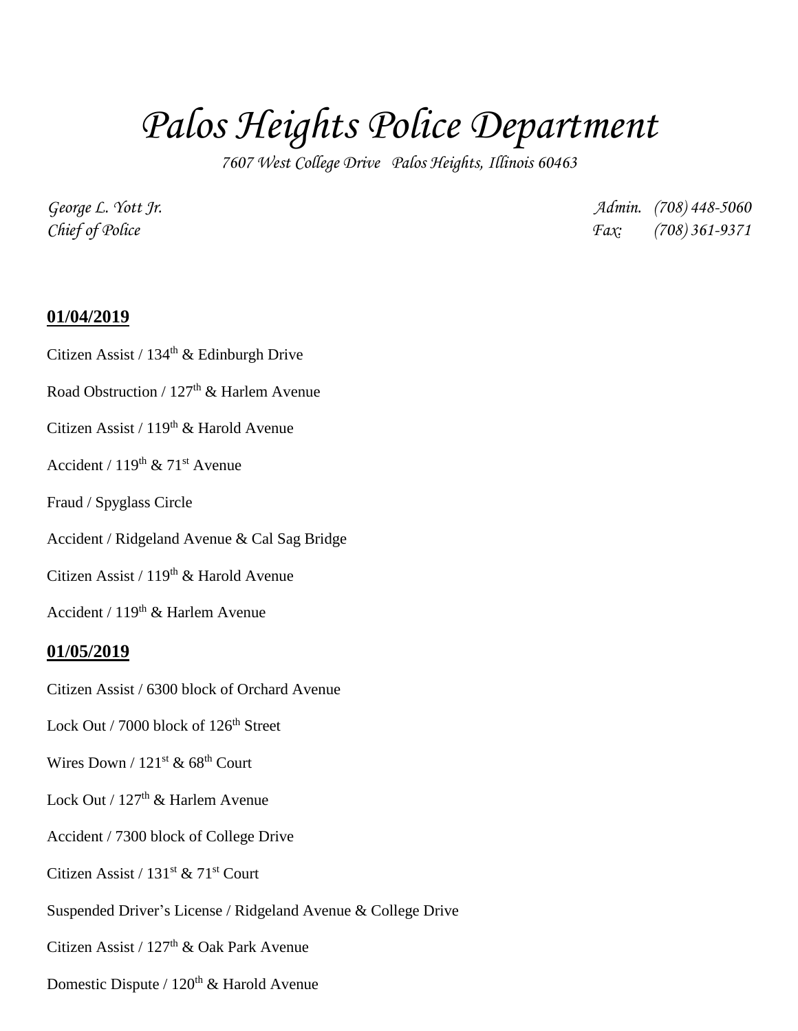# *Palos Heights Police Department*

*7607 West College Drive Palos Heights, Illinois 60463*

*George L. Yott Jr.*
*Chief of Police*

*Admin. (708) 448-5060*
*Fax: (708) 361-9371*

## **01/04/2019**

Citizen Assist / 134th & Edinburgh Drive

Road Obstruction / 127th & Harlem Avenue

Citizen Assist / 119th & Harold Avenue

Accident / 119th & 71st Avenue

Fraud / Spyglass Circle

Accident / Ridgeland Avenue & Cal Sag Bridge

Citizen Assist / 119th & Harold Avenue

Accident / 119th & Harlem Avenue

## **01/05/2019**

Citizen Assist / 6300 block of Orchard Avenue

Lock Out / 7000 block of 126th Street

Wires Down / 121st & 68th Court

Lock Out / 127th & Harlem Avenue

Accident / 7300 block of College Drive

Citizen Assist / 131st & 71st Court

Suspended Driver's License / Ridgeland Avenue & College Drive

Citizen Assist / 127th & Oak Park Avenue

Domestic Dispute / 120th & Harold Avenue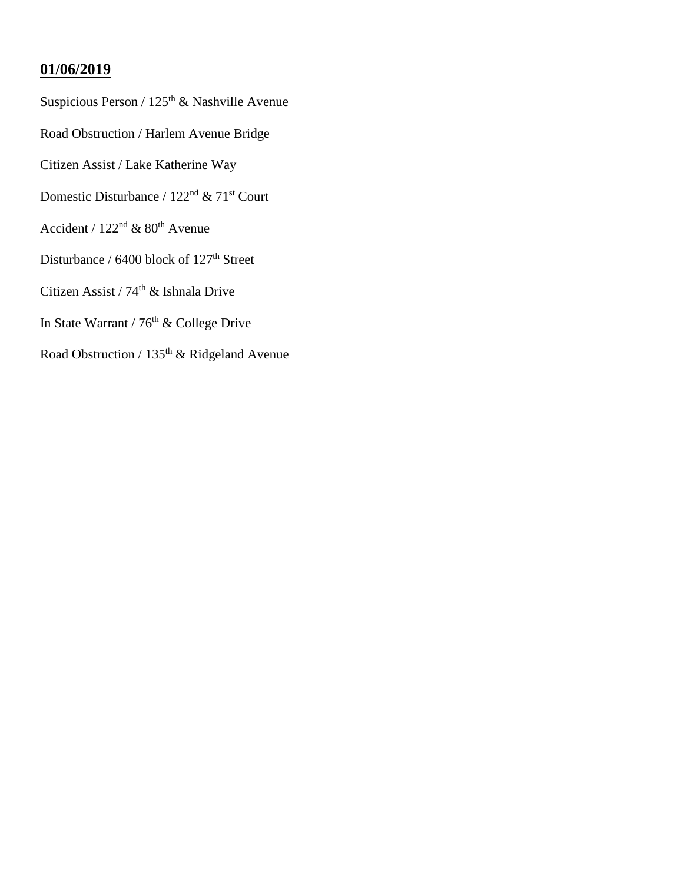**01/06/2019**

Suspicious Person / 125th & Nashville Avenue

Road Obstruction / Harlem Avenue Bridge

Citizen Assist / Lake Katherine Way

Domestic Disturbance / 122nd & 71st Court

Accident / 122nd & 80th Avenue

Disturbance / 6400 block of 127th Street

Citizen Assist / 74th & Ishnala Drive

In State Warrant / 76th & College Drive

Road Obstruction / 135th & Ridgeland Avenue